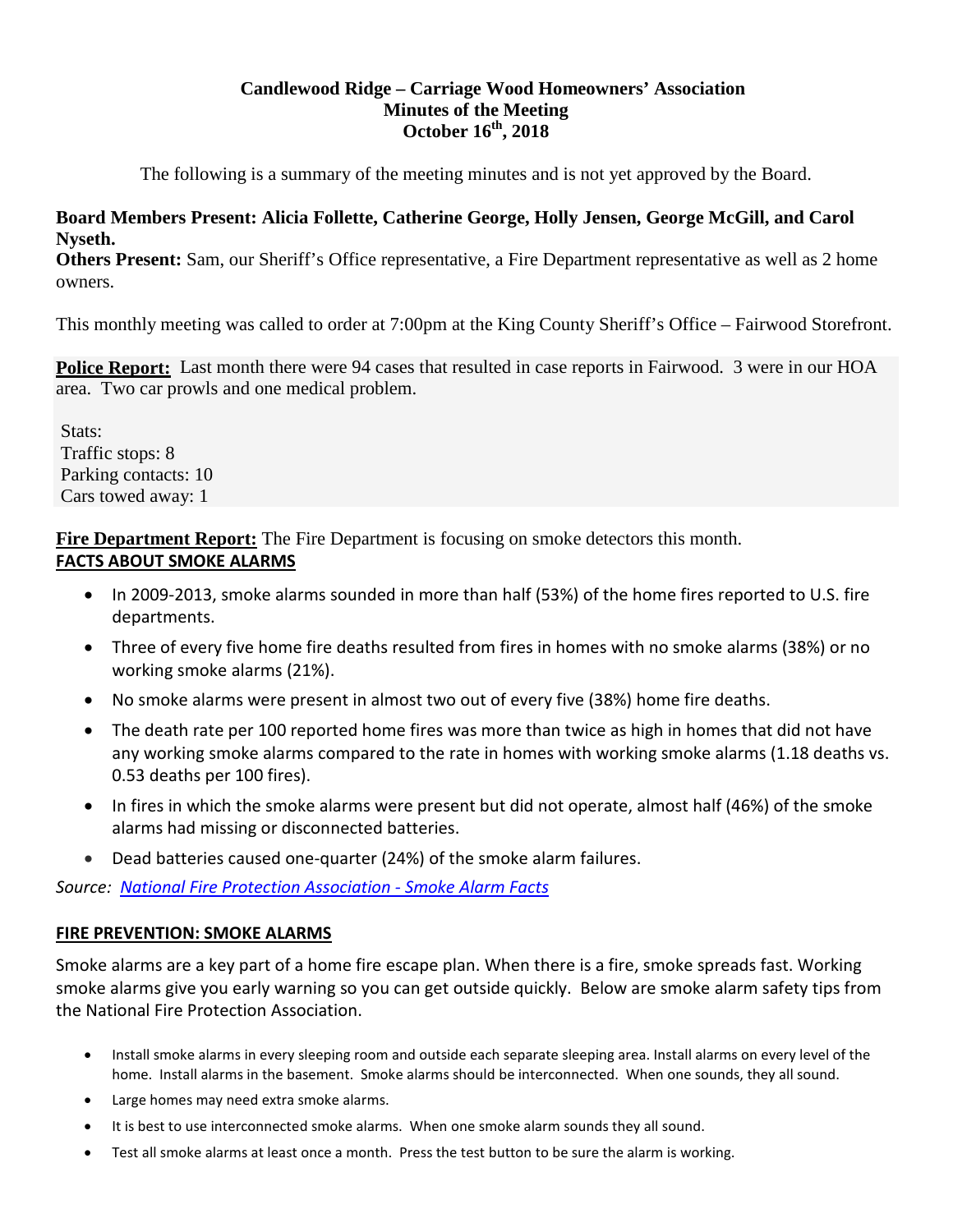**Candlewood Ridge – Carriage Wood Homeowners' Association**
**Minutes of the Meeting**
**October 16th, 2018**

The following is a summary of the meeting minutes and is not yet approved by the Board.

**Board Members Present: Alicia Follette, Catherine George, Holly Jensen, George McGill, and Carol Nyseth.**
**Others Present:** Sam, our Sheriff's Office representative, a Fire Department representative as well as 2 home owners.

This monthly meeting was called to order at 7:00pm at the King County Sheriff's Office – Fairwood Storefront.

**Police Report:** Last month there were 94 cases that resulted in case reports in Fairwood. 3 were in our HOA area. Two car prowls and one medical problem.

Stats:
Traffic stops: 8
Parking contacts: 10
Cars towed away: 1

**Fire Department Report:** The Fire Department is focusing on smoke detectors this month.

**FACTS ABOUT SMOKE ALARMS**

- In 2009-2013, smoke alarms sounded in more than half (53%) of the home fires reported to U.S. fire departments.
- Three of every five home fire deaths resulted from fires in homes with no smoke alarms (38%) or no working smoke alarms (21%).
- No smoke alarms were present in almost two out of every five (38%) home fire deaths.
- The death rate per 100 reported home fires was more than twice as high in homes that did not have any working smoke alarms compared to the rate in homes with working smoke alarms (1.18 deaths vs. 0.53 deaths per 100 fires).
- In fires in which the smoke alarms were present but did not operate, almost half (46%) of the smoke alarms had missing or disconnected batteries.
- Dead batteries caused one-quarter (24%) of the smoke alarm failures.

*Source: National Fire Protection Association - Smoke Alarm Facts*

**FIRE PREVENTION: SMOKE ALARMS**

Smoke alarms are a key part of a home fire escape plan. When there is a fire, smoke spreads fast. Working smoke alarms give you early warning so you can get outside quickly. Below are smoke alarm safety tips from the National Fire Protection Association.

- Install smoke alarms in every sleeping room and outside each separate sleeping area. Install alarms on every level of the home. Install alarms in the basement. Smoke alarms should be interconnected. When one sounds, they all sound.
- Large homes may need extra smoke alarms.
- It is best to use interconnected smoke alarms. When one smoke alarm sounds they all sound.
- Test all smoke alarms at least once a month. Press the test button to be sure the alarm is working.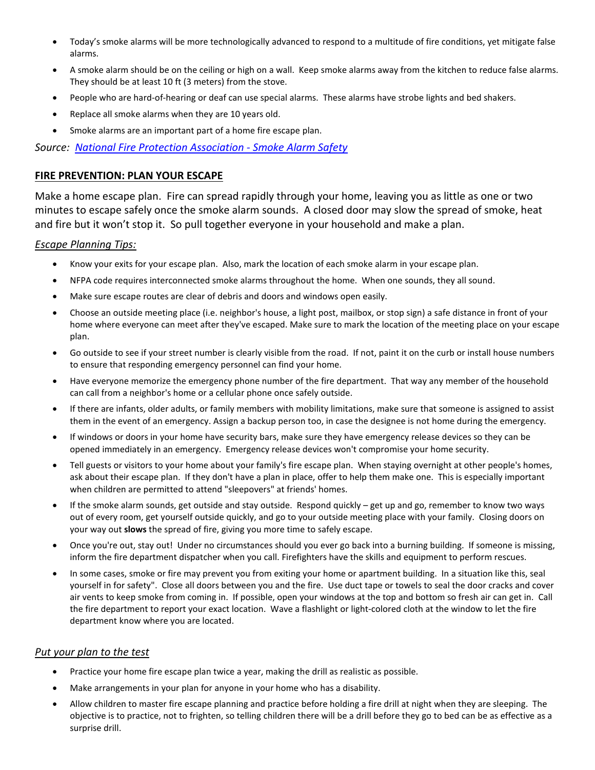- Today's smoke alarms will be more technologically advanced to respond to a multitude of fire conditions, yet mitigate false alarms.
- A smoke alarm should be on the ceiling or high on a wall. Keep smoke alarms away from the kitchen to reduce false alarms. They should be at least 10 ft (3 meters) from the stove.
- People who are hard-of-hearing or deaf can use special alarms. These alarms have strobe lights and bed shakers.
- Replace all smoke alarms when they are 10 years old.
- Smoke alarms are an important part of a home fire escape plan.

*Source: National Fire Protection Association - Smoke Alarm Safety*

## FIRE PREVENTION: PLAN YOUR ESCAPE

Make a home escape plan. Fire can spread rapidly through your home, leaving you as little as one or two minutes to escape safely once the smoke alarm sounds. A closed door may slow the spread of smoke, heat and fire but it won't stop it. So pull together everyone in your household and make a plan.

### *Escape Planning Tips:*

- Know your exits for your escape plan. Also, mark the location of each smoke alarm in your escape plan.
- NFPA code requires interconnected smoke alarms throughout the home. When one sounds, they all sound.
- Make sure escape routes are clear of debris and doors and windows open easily.
- Choose an outside meeting place (i.e. neighbor's house, a light post, mailbox, or stop sign) a safe distance in front of your home where everyone can meet after they've escaped. Make sure to mark the location of the meeting place on your escape plan.
- Go outside to see if your street number is clearly visible from the road. If not, paint it on the curb or install house numbers to ensure that responding emergency personnel can find your home.
- Have everyone memorize the emergency phone number of the fire department. That way any member of the household can call from a neighbor's home or a cellular phone once safely outside.
- If there are infants, older adults, or family members with mobility limitations, make sure that someone is assigned to assist them in the event of an emergency. Assign a backup person too, in case the designee is not home during the emergency.
- If windows or doors in your home have security bars, make sure they have emergency release devices so they can be opened immediately in an emergency. Emergency release devices won't compromise your home security.
- Tell guests or visitors to your home about your family's fire escape plan. When staying overnight at other people's homes, ask about their escape plan. If they don't have a plan in place, offer to help them make one. This is especially important when children are permitted to attend "sleepovers" at friends' homes.
- If the smoke alarm sounds, get outside and stay outside. Respond quickly – get up and go, remember to know two ways out of every room, get yourself outside quickly, and go to your outside meeting place with your family. Closing doors on your way out **slows** the spread of fire, giving you more time to safely escape.
- Once you're out, stay out! Under no circumstances should you ever go back into a burning building. If someone is missing, inform the fire department dispatcher when you call. Firefighters have the skills and equipment to perform rescues.
- In some cases, smoke or fire may prevent you from exiting your home or apartment building. In a situation like this, seal yourself in for safety". Close all doors between you and the fire. Use duct tape or towels to seal the door cracks and cover air vents to keep smoke from coming in. If possible, open your windows at the top and bottom so fresh air can get in. Call the fire department to report your exact location. Wave a flashlight or light-colored cloth at the window to let the fire department know where you are located.

### *Put your plan to the test*

- Practice your home fire escape plan twice a year, making the drill as realistic as possible.
- Make arrangements in your plan for anyone in your home who has a disability.
- Allow children to master fire escape planning and practice before holding a fire drill at night when they are sleeping. The objective is to practice, not to frighten, so telling children there will be a drill before they go to bed can be as effective as a surprise drill.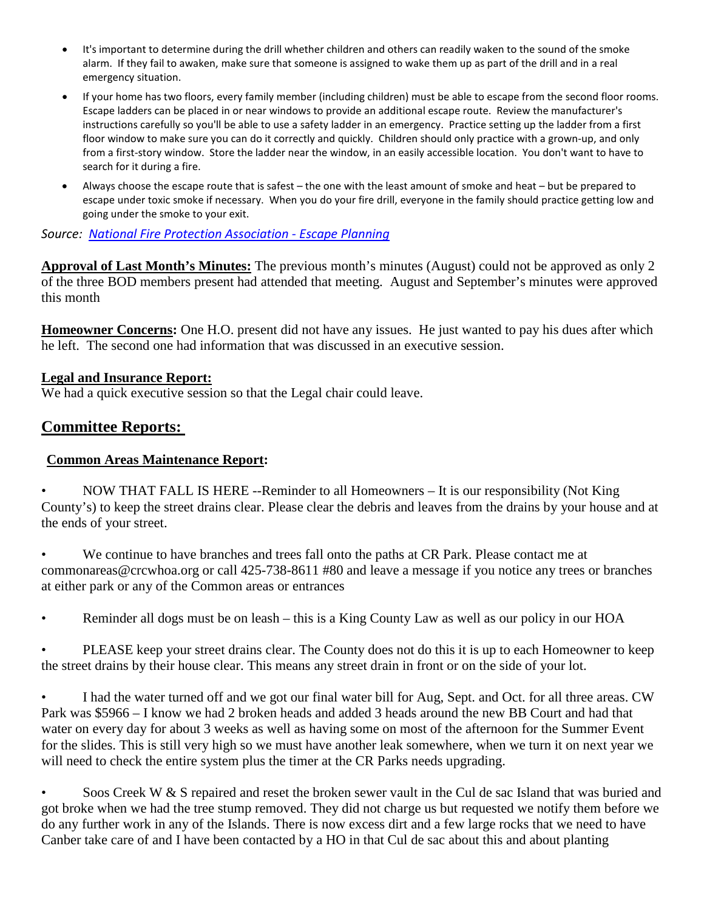- It's important to determine during the drill whether children and others can readily waken to the sound of the smoke alarm. If they fail to awaken, make sure that someone is assigned to wake them up as part of the drill and in a real emergency situation.
- If your home has two floors, every family member (including children) must be able to escape from the second floor rooms. Escape ladders can be placed in or near windows to provide an additional escape route. Review the manufacturer's instructions carefully so you'll be able to use a safety ladder in an emergency. Practice setting up the ladder from a first floor window to make sure you can do it correctly and quickly. Children should only practice with a grown-up, and only from a first-story window. Store the ladder near the window, in an easily accessible location. You don't want to have to search for it during a fire.
- Always choose the escape route that is safest – the one with the least amount of smoke and heat – but be prepared to escape under toxic smoke if necessary. When you do your fire drill, everyone in the family should practice getting low and going under the smoke to your exit.

*Source: National Fire Protection Association - Escape Planning*

**Approval of Last Month's Minutes:** The previous month's minutes (August) could not be approved as only 2 of the three BOD members present had attended that meeting. August and September's minutes were approved this month

**Homeowner Concerns:** One H.O. present did not have any issues. He just wanted to pay his dues after which he left. The second one had information that was discussed in an executive session.

**Legal and Insurance Report:**
We had a quick executive session so that the Legal chair could leave.

## Committee Reports:

### Common Areas Maintenance Report:

- NOW THAT FALL IS HERE --Reminder to all Homeowners – It is our responsibility (Not King County's) to keep the street drains clear. Please clear the debris and leaves from the drains by your house and at the ends of your street.

- We continue to have branches and trees fall onto the paths at CR Park. Please contact me at commonareas@crcwhoa.org or call 425-738-8611 #80 and leave a message if you notice any trees or branches at either park or any of the Common areas or entrances

- Reminder all dogs must be on leash – this is a King County Law as well as our policy in our HOA

- PLEASE keep your street drains clear. The County does not do this it is up to each Homeowner to keep the street drains by their house clear. This means any street drain in front or on the side of your lot.

- I had the water turned off and we got our final water bill for Aug, Sept. and Oct. for all three areas. CW Park was $5966 – I know we had 2 broken heads and added 3 heads around the new BB Court and had that water on every day for about 3 weeks as well as having some on most of the afternoon for the Summer Event for the slides. This is still very high so we must have another leak somewhere, when we turn it on next year we will need to check the entire system plus the timer at the CR Parks needs upgrading.

- Soos Creek W & S repaired and reset the broken sewer vault in the Cul de sac Island that was buried and got broke when we had the tree stump removed. They did not charge us but requested we notify them before we do any further work in any of the Islands. There is now excess dirt and a few large rocks that we need to have Canber take care of and I have been contacted by a HO in that Cul de sac about this and about planting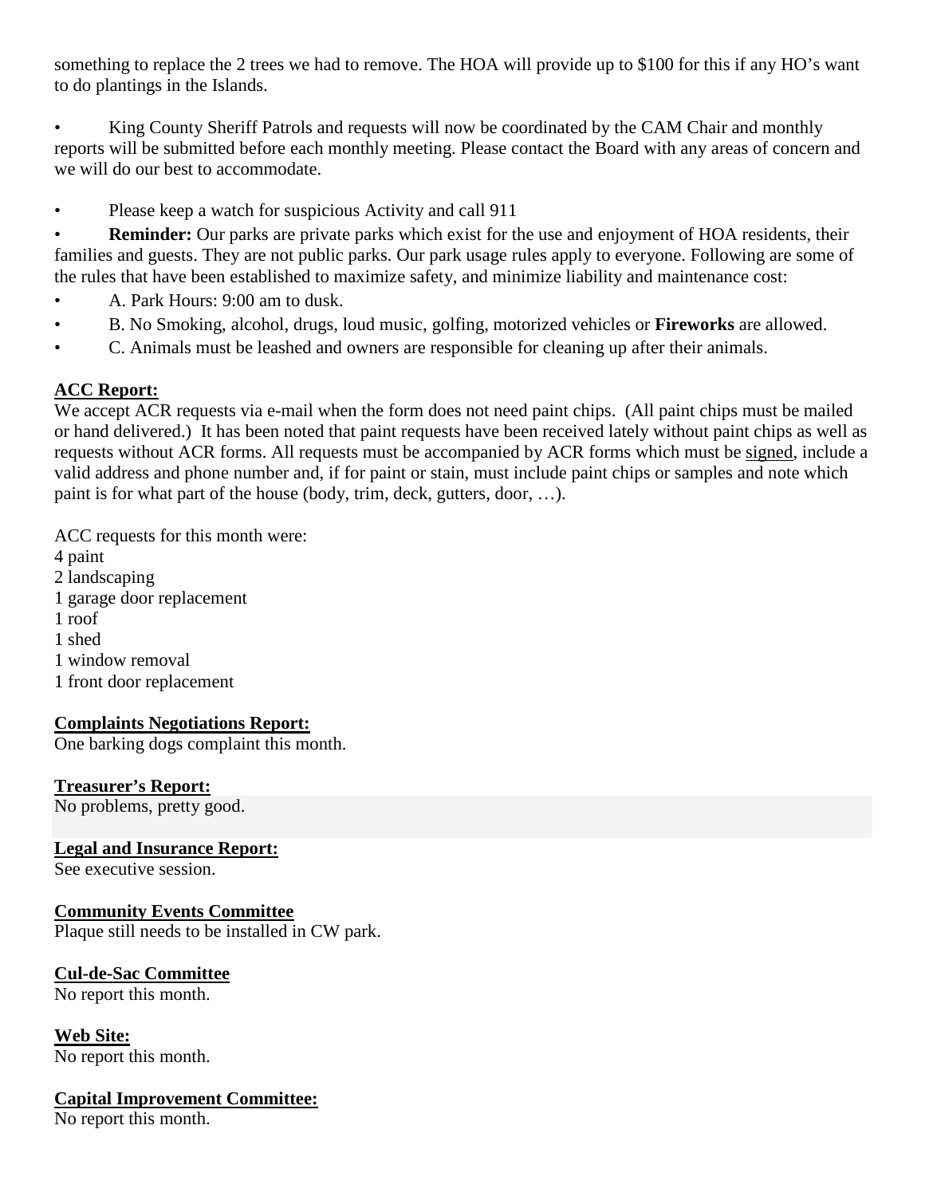something to replace the 2 trees we had to remove. The HOA will provide up to $100 for this if any HO's want to do plantings in the Islands.

- King County Sheriff Patrols and requests will now be coordinated by the CAM Chair and monthly reports will be submitted before each monthly meeting. Please contact the Board with any areas of concern and we will do our best to accommodate.
- Please keep a watch for suspicious Activity and call 911
- **Reminder:** Our parks are private parks which exist for the use and enjoyment of HOA residents, their families and guests. They are not public parks. Our park usage rules apply to everyone. Following are some of the rules that have been established to maximize safety, and minimize liability and maintenance cost:
- A. Park Hours: 9:00 am to dusk.
- B. No Smoking, alcohol, drugs, loud music, golfing, motorized vehicles or **Fireworks** are allowed.
- C. Animals must be leashed and owners are responsible for cleaning up after their animals.

**ACC Report:**

We accept ACR requests via e-mail when the form does not need paint chips. (All paint chips must be mailed or hand delivered.) It has been noted that paint requests have been received lately without paint chips as well as requests without ACR forms. All requests must be accompanied by ACR forms which must be signed, include a valid address and phone number and, if for paint or stain, must include paint chips or samples and note which paint is for what part of the house (body, trim, deck, gutters, door, …).

ACC requests for this month were:
4 paint
2 landscaping
1 garage door replacement
1 roof
1 shed
1 window removal
1 front door replacement

**Complaints Negotiations Report:**

One barking dogs complaint this month.

**Treasurer's Report:**

No problems, pretty good.

**Legal and Insurance Report:**

See executive session.

**Community Events Committee**

Plaque still needs to be installed in CW park.

**Cul-de-Sac Committee**

No report this month.

**Web Site:**

No report this month.

**Capital Improvement Committee:**

No report this month.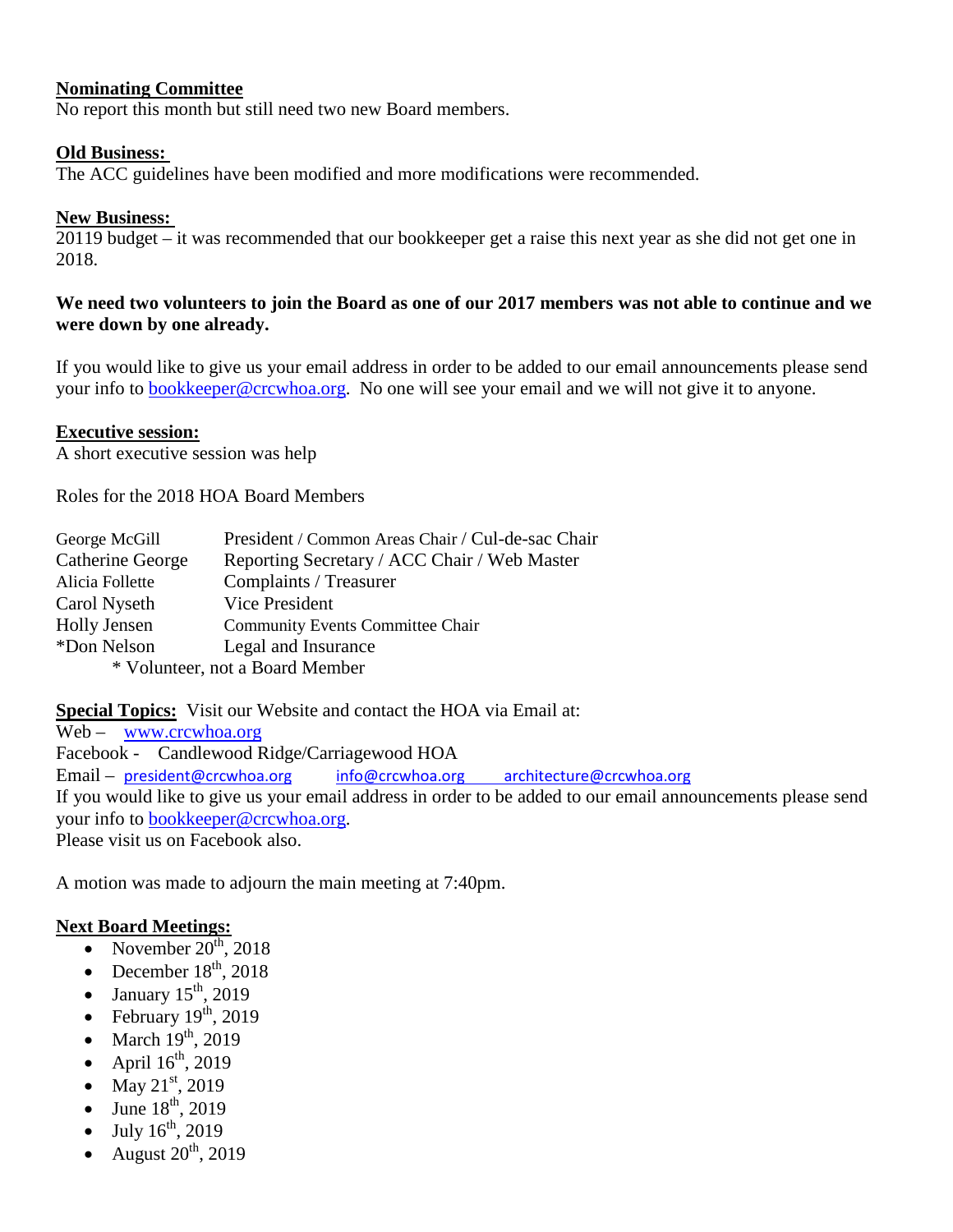**Nominating Committee**

No report this month but still need two new Board members.

**Old Business:**

The ACC guidelines have been modified and more modifications were recommended.

**New Business:**

20119 budget – it was recommended that our bookkeeper get a raise this next year as she did not get one in 2018.

**We need two volunteers to join the Board as one of our 2017 members was not able to continue and we were down by one already.**

If you would like to give us your email address in order to be added to our email announcements please send your info to bookkeeper@crcwhoa.org. No one will see your email and we will not give it to anyone.

**Executive session:**

A short executive session was help

Roles for the 2018 HOA Board Members

| | |
|---|---|
| George McGill | President / Common Areas Chair / Cul-de-sac Chair |
| Catherine George | Reporting Secretary / ACC Chair / Web Master |
| Alicia Follette | Complaints / Treasurer |
| Carol Nyseth | Vice President |
| Holly Jensen | Community Events Committee Chair |
| *Don Nelson | Legal and Insurance |

\* Volunteer, not a Board Member

**Special Topics:** Visit our Website and contact the HOA via Email at:

Web – www.crcwhoa.org

Facebook - Candlewood Ridge/Carriagewood HOA

Email – president@crcwhoa.org info@crcwhoa.org architecture@crcwhoa.org

If you would like to give us your email address in order to be added to our email announcements please send your info to bookkeeper@crcwhoa.org.

Please visit us on Facebook also.

A motion was made to adjourn the main meeting at 7:40pm.

**Next Board Meetings:**

- November 20th, 2018
- December 18th, 2018
- January 15th, 2019
- February 19th, 2019
- March 19th, 2019
- April 16th, 2019
- May 21st, 2019
- June 18th, 2019
- July 16th, 2019
- August 20th, 2019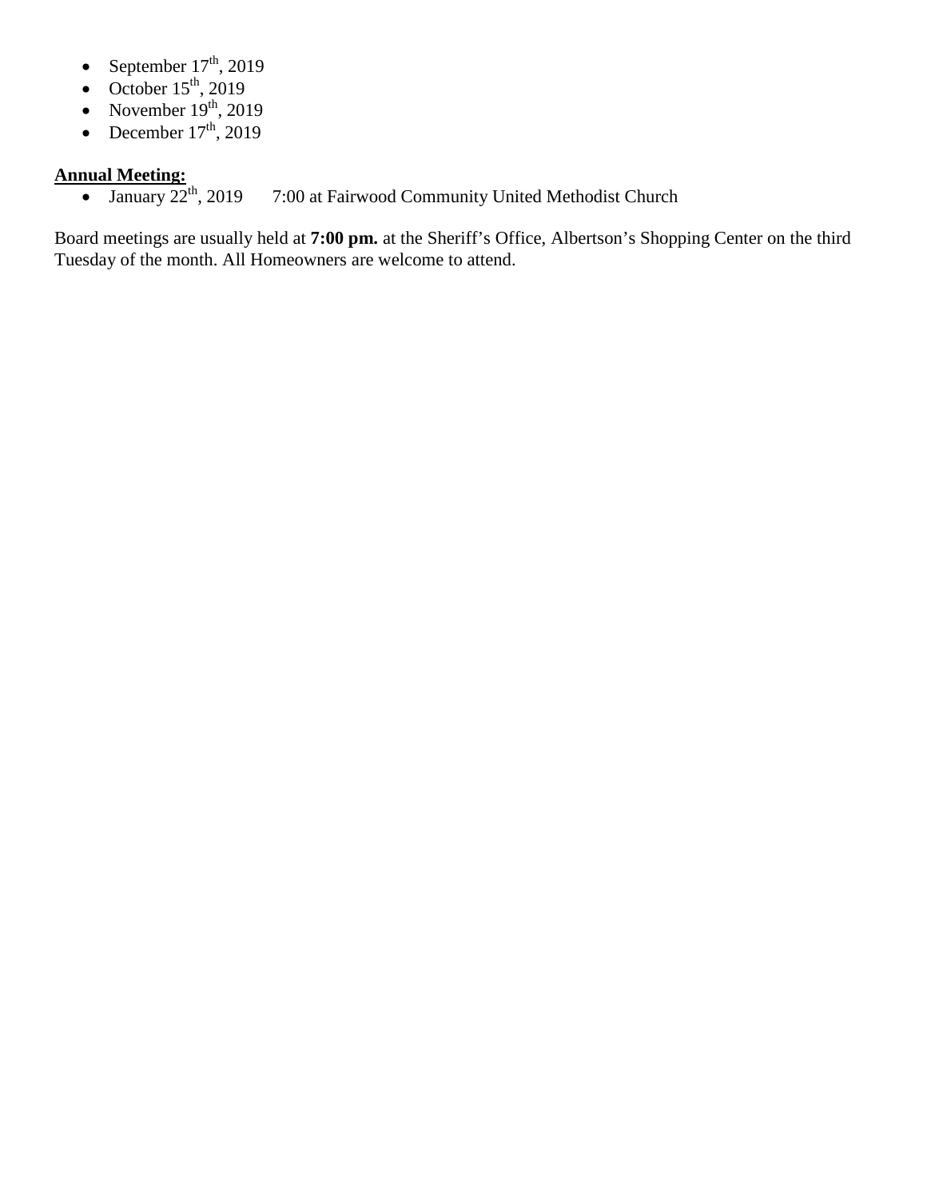- September 17th, 2019
- October 15th, 2019
- November 19th, 2019
- December 17th, 2019

**Annual Meeting:**

- January 22th, 2019 7:00 at Fairwood Community United Methodist Church

Board meetings are usually held at **7:00 pm.** at the Sheriff's Office, Albertson's Shopping Center on the third Tuesday of the month. All Homeowners are welcome to attend.